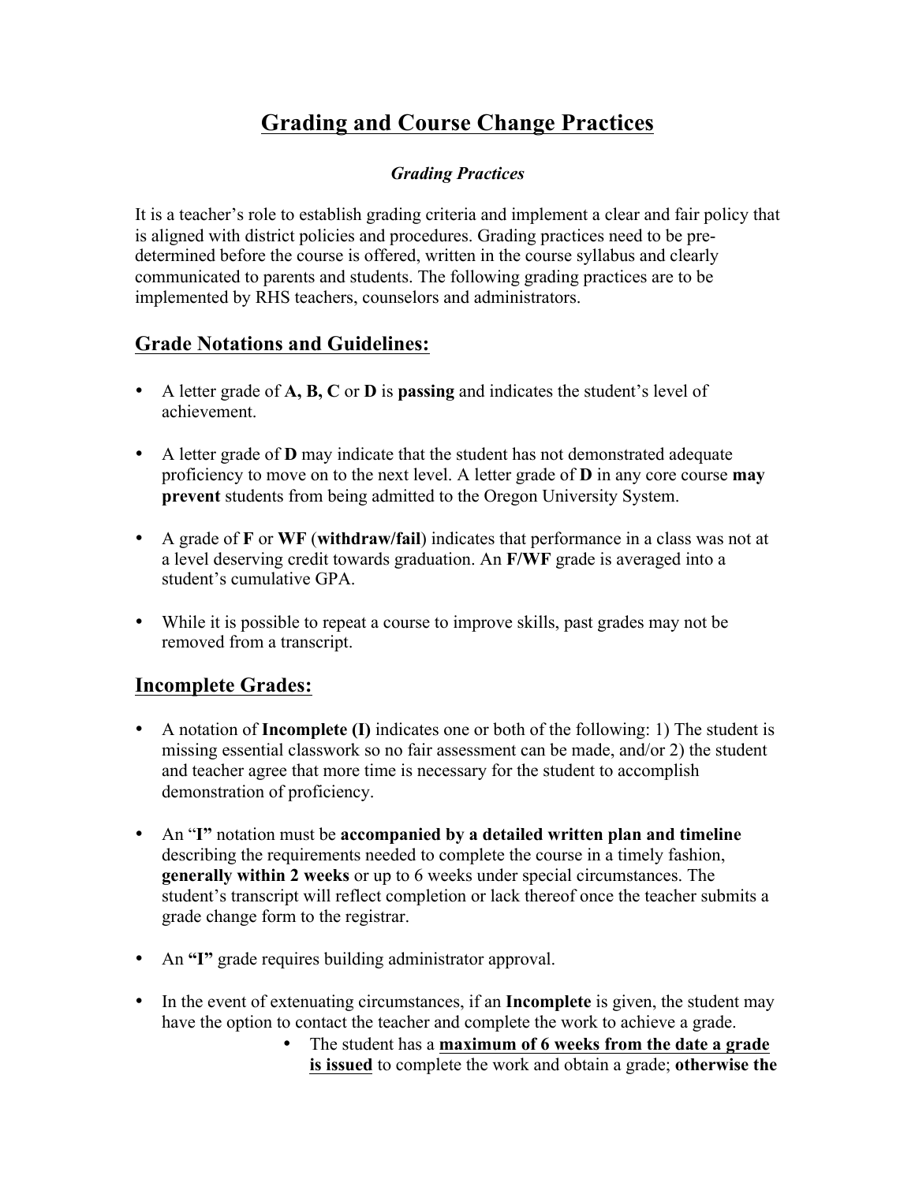# Grading and Course Change Practices

### *Grading Practices*

It is a teacher's role to establish grading criteria and implement a clear and fair policy that is aligned with district policies and procedures. Grading practices need to be pre-determined before the course is offered, written in the course syllabus and clearly communicated to parents and students. The following grading practices are to be implemented by RHS teachers, counselors and administrators.

## Grade Notations and Guidelines:

- A letter grade of **A, B, C** or **D** is **passing** and indicates the student's level of achievement.
- A letter grade of **D** may indicate that the student has not demonstrated adequate proficiency to move on to the next level. A letter grade of **D** in any core course **may prevent** students from being admitted to the Oregon University System.
- A grade of **F** or **WF** (**withdraw/fail**) indicates that performance in a class was not at a level deserving credit towards graduation. An **F/WF** grade is averaged into a student's cumulative GPA.
- While it is possible to repeat a course to improve skills, past grades may not be removed from a transcript.

## Incomplete Grades:

- A notation of **Incomplete (I)** indicates one or both of the following: 1) The student is missing essential classwork so no fair assessment can be made, and/or 2) the student and teacher agree that more time is necessary for the student to accomplish demonstration of proficiency.
- An "**I"** notation must be **accompanied by a detailed written plan and timeline** describing the requirements needed to complete the course in a timely fashion, **generally within 2 weeks** or up to 6 weeks under special circumstances. The student's transcript will reflect completion or lack thereof once the teacher submits a grade change form to the registrar.
- An **"I"** grade requires building administrator approval.
- In the event of extenuating circumstances, if an **Incomplete** is given, the student may have the option to contact the teacher and complete the work to achieve a grade.
    - The student has a **maximum of 6 weeks from the date a grade is issued** to complete the work and obtain a grade; **otherwise the**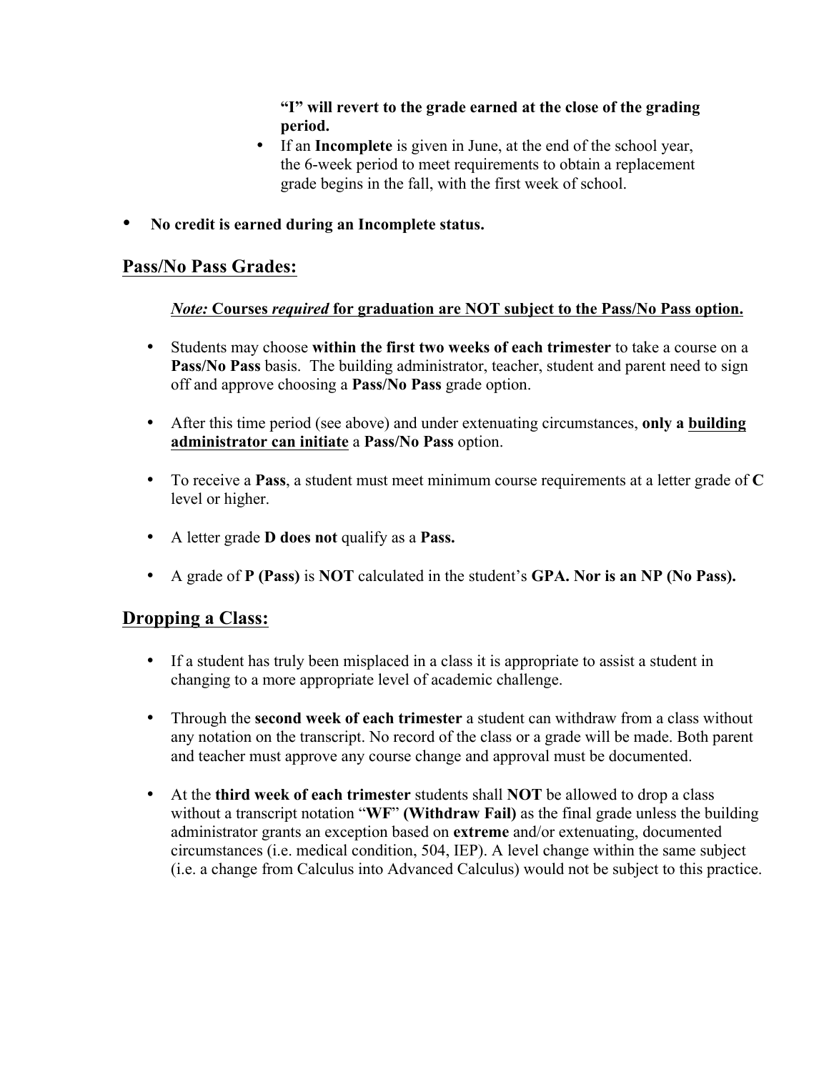**"I" will revert to the grade earned at the close of the grading period.**

- If an **Incomplete** is given in June, at the end of the school year, the 6-week period to meet requirements to obtain a replacement grade begins in the fall, with the first week of school.

- **No credit is earned during an Incomplete status.**

## Pass/No Pass Grades:

***Note:*** **Courses *required* for graduation are NOT subject to the Pass/No Pass option.**

- Students may choose **within the first two weeks of each trimester** to take a course on a **Pass/No Pass** basis. The building administrator, teacher, student and parent need to sign off and approve choosing a **Pass/No Pass** grade option.

- After this time period (see above) and under extenuating circumstances, **only a building administrator can initiate** a **Pass/No Pass** option.

- To receive a **Pass**, a student must meet minimum course requirements at a letter grade of **C** level or higher.

- A letter grade **D does not** qualify as a **Pass.**

- A grade of **P (Pass)** is **NOT** calculated in the student's **GPA. Nor is an NP (No Pass).**

## Dropping a Class:

- If a student has truly been misplaced in a class it is appropriate to assist a student in changing to a more appropriate level of academic challenge.

- Through the **second week of each trimester** a student can withdraw from a class without any notation on the transcript. No record of the class or a grade will be made. Both parent and teacher must approve any course change and approval must be documented.

- At the **third week of each trimester** students shall **NOT** be allowed to drop a class without a transcript notation "**WF**" **(Withdraw Fail)** as the final grade unless the building administrator grants an exception based on **extreme** and/or extenuating, documented circumstances (i.e. medical condition, 504, IEP). A level change within the same subject (i.e. a change from Calculus into Advanced Calculus) would not be subject to this practice.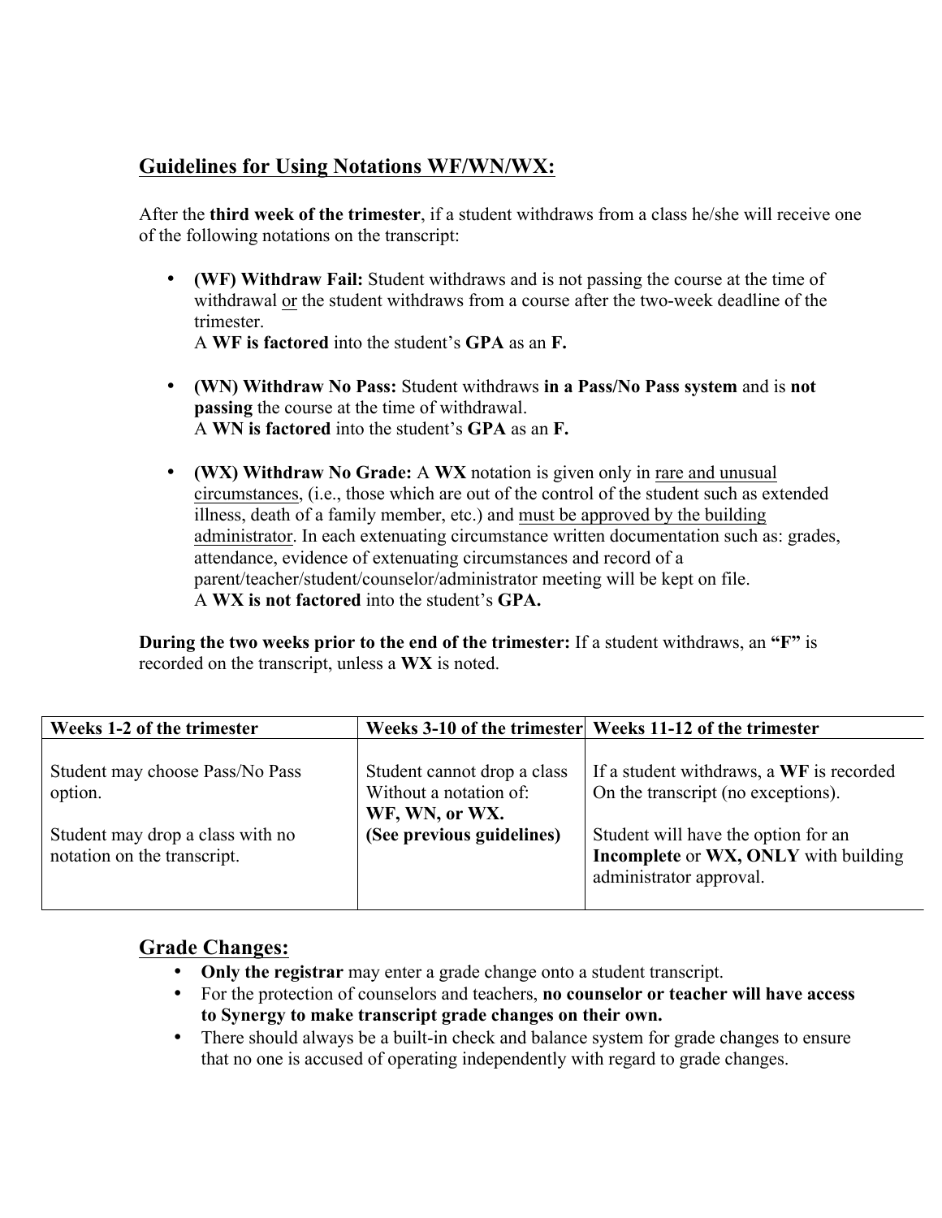## Guidelines for Using Notations WF/WN/WX:

After the **third week of the trimester**, if a student withdraws from a class he/she will receive one of the following notations on the transcript:

- **(WF) Withdraw Fail:** Student withdraws and is not passing the course at the time of withdrawal or the student withdraws from a course after the two-week deadline of the trimester.
  A **WF is factored** into the student's **GPA** as an **F.**

- **(WN) Withdraw No Pass:** Student withdraws **in a Pass/No Pass system** and is **not passing** the course at the time of withdrawal.
  A **WN is factored** into the student's **GPA** as an **F.**

- **(WX) Withdraw No Grade:** A **WX** notation is given only in rare and unusual circumstances, (i.e., those which are out of the control of the student such as extended illness, death of a family member, etc.) and must be approved by the building administrator. In each extenuating circumstance written documentation such as: grades, attendance, evidence of extenuating circumstances and record of a parent/teacher/student/counselor/administrator meeting will be kept on file.
  A **WX is not factored** into the student's **GPA.**

**During the two weeks prior to the end of the trimester:** If a student withdraws, an **"F"** is recorded on the transcript, unless a **WX** is noted.

| Weeks 1-2 of the trimester | Weeks 3-10 of the trimester | Weeks 11-12 of the trimester |
|---|---|---|
| Student may choose Pass/No Pass option.<br><br>Student may drop a class with no notation on the transcript. | Student cannot drop a class Without a notation of: **WF, WN, or WX.**<br>**(See previous guidelines)** | If a student withdraws, a **WF** is recorded On the transcript (no exceptions).<br><br>Student will have the option for an **Incomplete** or **WX, ONLY** with building administrator approval. |

## Grade Changes:

- **Only the registrar** may enter a grade change onto a student transcript.
- For the protection of counselors and teachers, **no counselor or teacher will have access to Synergy to make transcript grade changes on their own.**
- There should always be a built-in check and balance system for grade changes to ensure that no one is accused of operating independently with regard to grade changes.